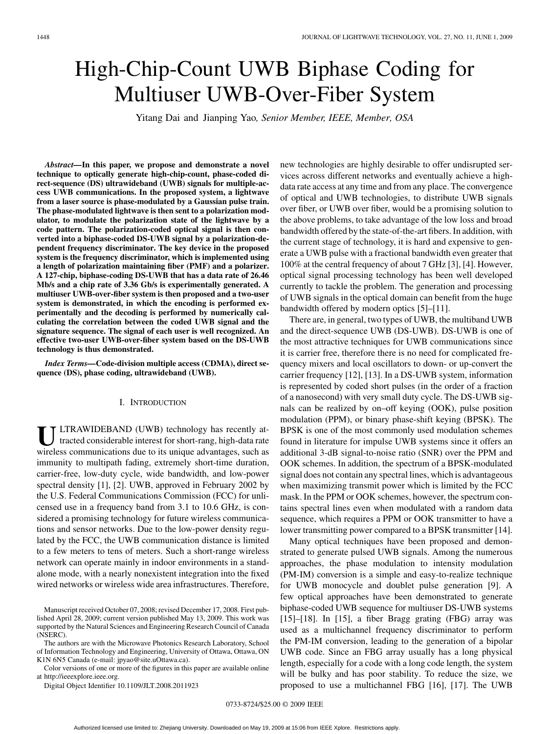# High-Chip-Count UWB Biphase Coding for Multiuser UWB-Over-Fiber System

Yitang Dai and Jianping Yao, *Senior Member, IEEE, Member, OSA*

***Abstract*—In this paper, we propose and demonstrate a novel technique to optically generate high-chip-count, phase-coded direct-sequence (DS) ultrawideband (UWB) signals for multiple-access UWB communications. In the proposed system, a lightwave from a laser source is phase-modulated by a Gaussian pulse train. The phase-modulated lightwave is then sent to a polarization modulator, to modulate the polarization state of the lightwave by a code pattern. The polarization-coded optical signal is then converted into a biphase-coded DS-UWB signal by a polarization-dependent frequency discriminator. The key device in the proposed system is the frequency discriminator, which is implemented using a length of polarization maintaining fiber (PMF) and a polarizer. A 127-chip, biphase-coding DS-UWB that has a data rate of 26.46 Mb/s and a chip rate of 3.36 Gb/s is experimentally generated. A multiuser UWB-over-fiber system is then proposed and a two-user system is demonstrated, in which the encoding is performed experimentally and the decoding is performed by numerically calculating the correlation between the coded UWB signal and the signature sequence. The signal of each user is well recognized. An effective two-user UWB-over-fiber system based on the DS-UWB technology is thus demonstrated.**

***Index Terms*—Code-division multiple access (CDMA), direct sequence (DS), phase coding, ultrawideband (UWB).**

## I. Introduction

ULTRAWIDEBAND (UWB) technology has recently attracted considerable interest for short-rang, high-data rate wireless communications due to its unique advantages, such as immunity to multipath fading, extremely short-time duration, carrier-free, low-duty cycle, wide bandwidth, and low-power spectral density [1], [2]. UWB, approved in February 2002 by the U.S. Federal Communications Commission (FCC) for unlicensed use in a frequency band from 3.1 to 10.6 GHz, is considered a promising technology for future wireless communications and sensor networks. Due to the low-power density regulated by the FCC, the UWB communication distance is limited to a few meters to tens of meters. Such a short-range wireless network can operate mainly in indoor environments in a standalone mode, with a nearly nonexistent integration into the fixed wired networks or wireless wide area infrastructures. Therefore, new technologies are highly desirable to offer undisrupted services across different networks and eventually achieve a high-data rate access at any time and from any place. The convergence of optical and UWB technologies, to distribute UWB signals over fiber, or UWB over fiber, would be a promising solution to the above problems, to take advantage of the low loss and broad bandwidth offered by the state-of-the-art fibers. In addition, with the current stage of technology, it is hard and expensive to generate a UWB pulse with a fractional bandwidth even greater that 100% at the central frequency of about 7 GHz [3], [4]. However, optical signal processing technology has been well developed currently to tackle the problem. The generation and processing of UWB signals in the optical domain can benefit from the huge bandwidth offered by modern optics [5]–[11].

There are, in general, two types of UWB, the multiband UWB and the direct-sequence UWB (DS-UWB). DS-UWB is one of the most attractive techniques for UWB communications since it is carrier free, therefore there is no need for complicated frequency mixers and local oscillators to down- or up-convert the carrier frequency [12], [13]. In a DS-UWB system, information is represented by coded short pulses (in the order of a fraction of a nanosecond) with very small duty cycle. The DS-UWB signals can be realized by on–off keying (OOK), pulse position modulation (PPM), or binary phase-shift keying (BPSK). The BPSK is one of the most commonly used modulation schemes found in literature for impulse UWB systems since it offers an additional 3-dB signal-to-noise ratio (SNR) over the PPM and OOK schemes. In addition, the spectrum of a BPSK-modulated signal does not contain any spectral lines, which is advantageous when maximizing transmit power which is limited by the FCC mask. In the PPM or OOK schemes, however, the spectrum contains spectral lines even when modulated with a random data sequence, which requires a PPM or OOK transmitter to have a lower transmitting power compared to a BPSK transmitter [14].

Many optical techniques have been proposed and demonstrated to generate pulsed UWB signals. Among the numerous approaches, the phase modulation to intensity modulation (PM-IM) conversion is a simple and easy-to-realize technique for UWB monocycle and doublet pulse generation [9]. A few optical approaches have been demonstrated to generate biphase-coded UWB sequence for multiuser DS-UWB systems [15]–[18]. In [15], a fiber Bragg grating (FBG) array was used as a multichannel frequency discriminator to perform the PM-IM conversion, leading to the generation of a bipolar UWB code. Since an FBG array usually has a long physical length, especially for a code with a long code length, the system will be bulky and has poor stability. To reduce the size, we proposed to use a multichannel FBG [16], [17]. The UWB

Manuscript received October 07, 2008; revised December 17, 2008. First published April 28, 2009; current version published May 13, 2009. This work was supported by the Natural Sciences and Engineering Research Council of Canada (NSERC).

The authors are with the Microwave Photonics Research Laboratory, School of Information Technology and Engineering, University of Ottawa, Ottawa, ON K1N 6N5 Canada (e-mail: jpyao@site.uOttawa.ca).

Color versions of one or more of the figures in this paper are available online at http://ieeexplore.ieee.org.

Digital Object Identifier 10.1109/JLT.2008.2011923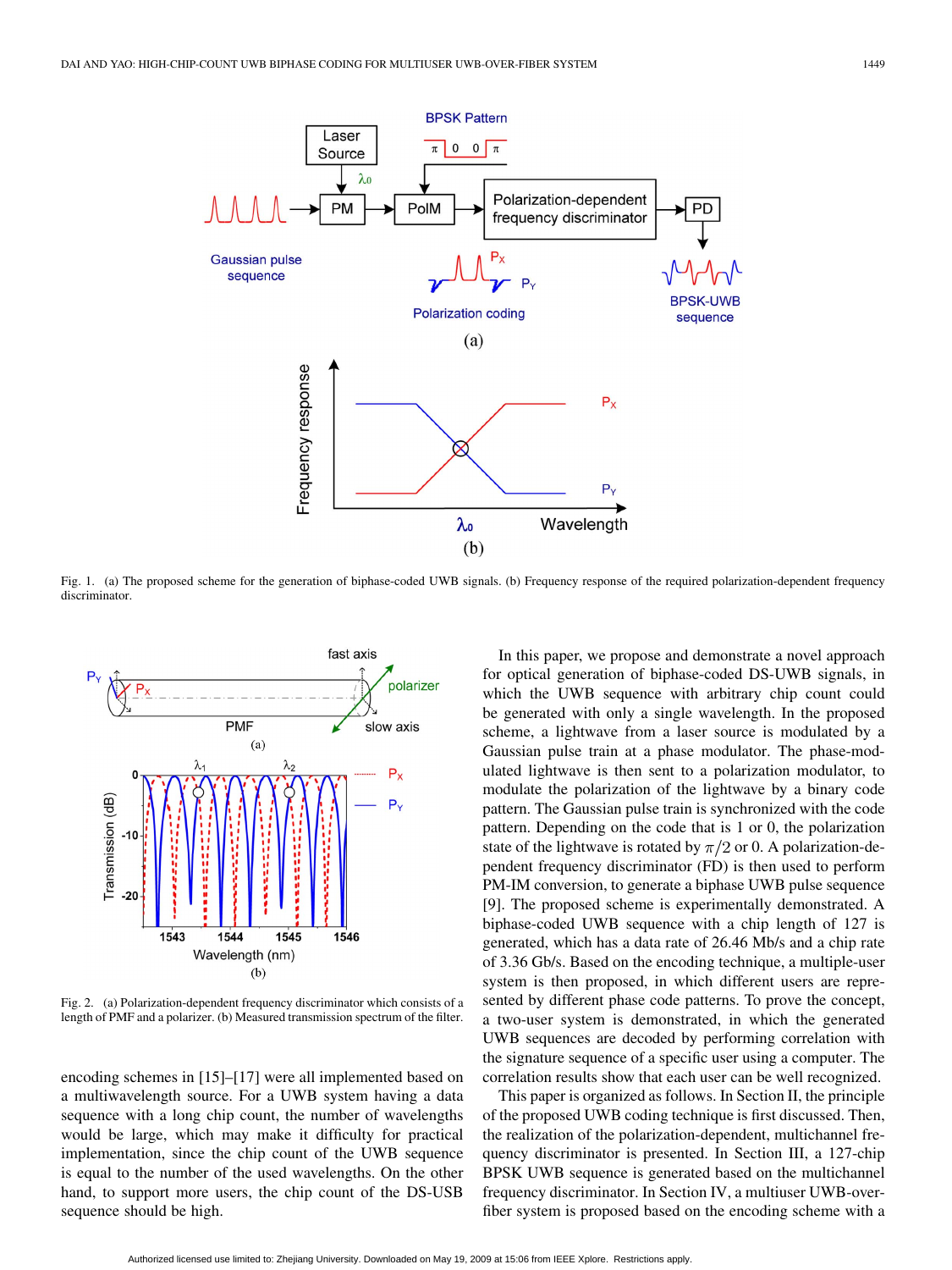Fig. 1. (a) The proposed scheme for the generation of biphase-coded UWB signals. (b) Frequency response of the required polarization-dependent frequency discriminator.

Fig. 2. (a) Polarization-dependent frequency discriminator which consists of a length of PMF and a polarizer. (b) Measured transmission spectrum of the filter.

encoding schemes in [15]–[17] were all implemented based on a multiwavelength source. For a UWB system having a data sequence with a long chip count, the number of wavelengths would be large, which may make it difficulty for practical implementation, since the chip count of the UWB sequence is equal to the number of the used wavelengths. On the other hand, to support more users, the chip count of the DS-USB sequence should be high.

In this paper, we propose and demonstrate a novel approach for optical generation of biphase-coded DS-UWB signals, in which the UWB sequence with arbitrary chip count could be generated with only a single wavelength. In the proposed scheme, a lightwave from a laser source is modulated by a Gaussian pulse train at a phase modulator. The phase-modulated lightwave is then sent to a polarization modulator, to modulate the polarization of the lightwave by a binary code pattern. The Gaussian pulse train is synchronized with the code pattern. Depending on the code that is 1 or 0, the polarization state of the lightwave is rotated by $\pi/2$ or 0. A polarization-dependent frequency discriminator (FD) is then used to perform PM-IM conversion, to generate a biphase UWB pulse sequence [9]. The proposed scheme is experimentally demonstrated. A biphase-coded UWB sequence with a chip length of 127 is generated, which has a data rate of 26.46 Mb/s and a chip rate of 3.36 Gb/s. Based on the encoding technique, a multiple-user system is then proposed, in which different users are represented by different phase code patterns. To prove the concept, a two-user system is demonstrated, in which the generated UWB sequences are decoded by performing correlation with the signature sequence of a specific user using a computer. The correlation results show that each user can be well recognized.

This paper is organized as follows. In Section II, the principle of the proposed UWB coding technique is first discussed. Then, the realization of the polarization-dependent, multichannel frequency discriminator is presented. In Section III, a 127-chip BPSK UWB sequence is generated based on the multichannel frequency discriminator. In Section IV, a multiuser UWB-over-fiber system is proposed based on the encoding scheme with a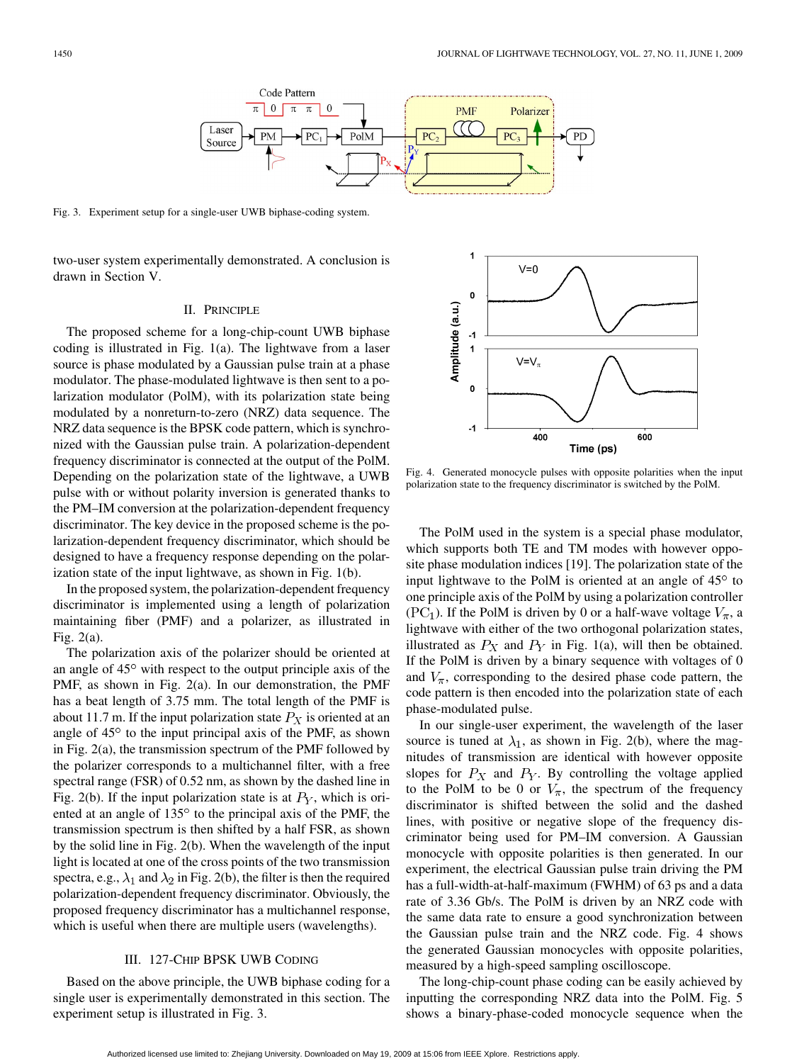Fig. 3. Experiment setup for a single-user UWB biphase-coding system.

two-user system experimentally demonstrated. A conclusion is drawn in Section V.

## II. Principle

The proposed scheme for a long-chip-count UWB biphase coding is illustrated in Fig. 1(a). The lightwave from a laser source is phase modulated by a Gaussian pulse train at a phase modulator. The phase-modulated lightwave is then sent to a polarization modulator (PolM), with its polarization state being modulated by a nonreturn-to-zero (NRZ) data sequence. The NRZ data sequence is the BPSK code pattern, which is synchronized with the Gaussian pulse train. A polarization-dependent frequency discriminator is connected at the output of the PolM. Depending on the polarization state of the lightwave, a UWB pulse with or without polarity inversion is generated thanks to the PM–IM conversion at the polarization-dependent frequency discriminator. The key device in the proposed scheme is the polarization-dependent frequency discriminator, which should be designed to have a frequency response depending on the polarization state of the input lightwave, as shown in Fig. 1(b).

In the proposed system, the polarization-dependent frequency discriminator is implemented using a length of polarization maintaining fiber (PMF) and a polarizer, as illustrated in Fig. 2(a).

The polarization axis of the polarizer should be oriented at an angle of 45° with respect to the output principle axis of the PMF, as shown in Fig. 2(a). In our demonstration, the PMF has a beat length of 3.75 mm. The total length of the PMF is about 11.7 m. If the input polarization state $P_X$ is oriented at an angle of 45° to the input principal axis of the PMF, as shown in Fig. 2(a), the transmission spectrum of the PMF followed by the polarizer corresponds to a multichannel filter, with a free spectral range (FSR) of 0.52 nm, as shown by the dashed line in Fig. 2(b). If the input polarization state is at $P_Y$, which is oriented at an angle of 135° to the principal axis of the PMF, the transmission spectrum is then shifted by a half FSR, as shown by the solid line in Fig. 2(b). When the wavelength of the input light is located at one of the cross points of the two transmission spectra, e.g., $\lambda_1$ and $\lambda_2$ in Fig. 2(b), the filter is then the required polarization-dependent frequency discriminator. Obviously, the proposed frequency discriminator has a multichannel response, which is useful when there are multiple users (wavelengths).

## III. 127-Chip BPSK UWB Coding

Based on the above principle, the UWB biphase coding for a single user is experimentally demonstrated in this section. The experiment setup is illustrated in Fig. 3.

Fig. 4. Generated monocycle pulses with opposite polarities when the input polarization state to the frequency discriminator is switched by the PolM.

The PolM used in the system is a special phase modulator, which supports both TE and TM modes with however opposite phase modulation indices [19]. The polarization state of the input lightwave to the PolM is oriented at an angle of 45° to one principle axis of the PolM by using a polarization controller ($PC_1$). If the PolM is driven by 0 or a half-wave voltage $V_\pi$, a lightwave with either of the two orthogonal polarization states, illustrated as $P_X$ and $P_Y$ in Fig. 1(a), will then be obtained. If the PolM is driven by a binary sequence with voltages of 0 and $V_\pi$, corresponding to the desired phase code pattern, the code pattern is then encoded into the polarization state of each phase-modulated pulse.

In our single-user experiment, the wavelength of the laser source is tuned at $\lambda_1$, as shown in Fig. 2(b), where the magnitudes of transmission are identical with however opposite slopes for $P_X$ and $P_Y$. By controlling the voltage applied to the PolM to be 0 or $V_\pi$, the spectrum of the frequency discriminator is shifted between the solid and the dashed lines, with positive or negative slope of the frequency discriminator being used for PM–IM conversion. A Gaussian monocycle with opposite polarities is then generated. In our experiment, the electrical Gaussian pulse train driving the PM has a full-width-at-half-maximum (FWHM) of 63 ps and a data rate of 3.36 Gb/s. The PolM is driven by an NRZ code with the same data rate to ensure a good synchronization between the Gaussian pulse train and the NRZ code. Fig. 4 shows the generated Gaussian monocycles with opposite polarities, measured by a high-speed sampling oscilloscope.

The long-chip-count phase coding can be easily achieved by inputting the corresponding NRZ data into the PolM. Fig. 5 shows a binary-phase-coded monocycle sequence when the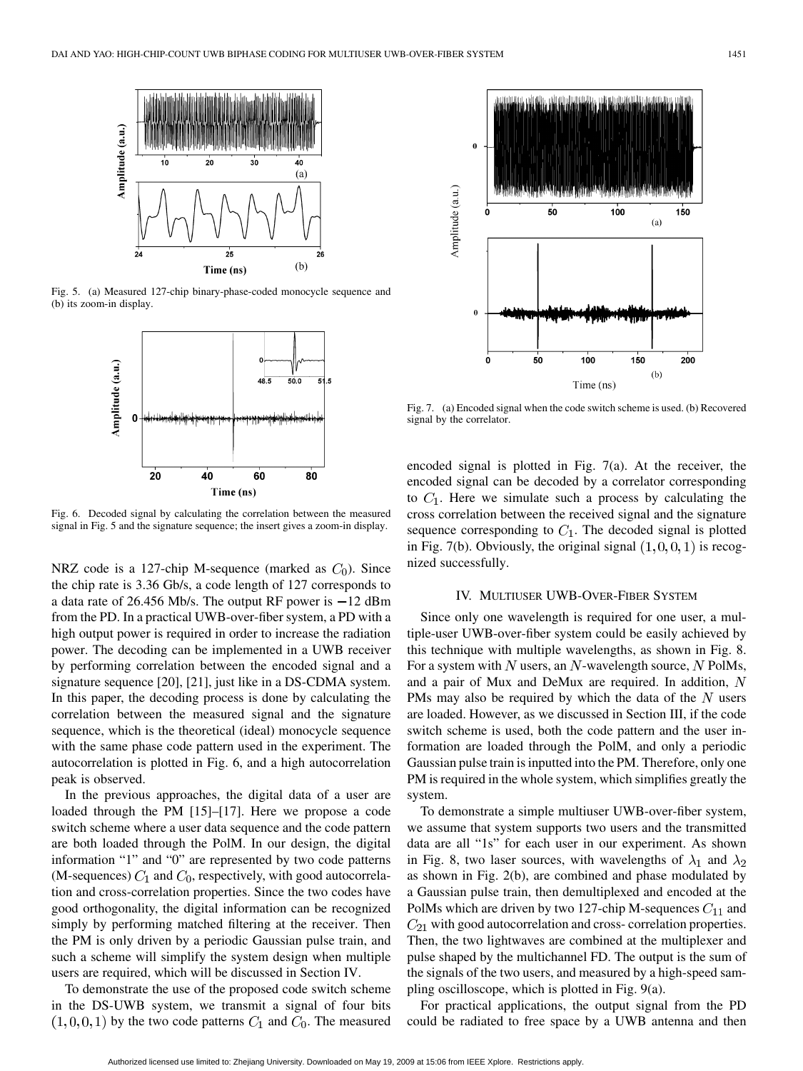Fig. 5. (a) Measured 127-chip binary-phase-coded monocycle sequence and (b) its zoom-in display.

Fig. 6. Decoded signal by calculating the correlation between the measured signal in Fig. 5 and the signature sequence; the insert gives a zoom-in display.

NRZ code is a 127-chip M-sequence (marked as $C_0$). Since the chip rate is 3.36 Gb/s, a code length of 127 corresponds to a data rate of 26.456 Mb/s. The output RF power is −12 dBm from the PD. In a practical UWB-over-fiber system, a PD with a high output power is required in order to increase the radiation power. The decoding can be implemented in a UWB receiver by performing correlation between the encoded signal and a signature sequence [20], [21], just like in a DS-CDMA system. In this paper, the decoding process is done by calculating the correlation between the measured signal and the signature sequence, which is the theoretical (ideal) monocycle sequence with the same phase code pattern used in the experiment. The autocorrelation is plotted in Fig. 6, and a high autocorrelation peak is observed.

In the previous approaches, the digital data of a user are loaded through the PM [15]–[17]. Here we propose a code switch scheme where a user data sequence and the code pattern are both loaded through the PolM. In our design, the digital information "1" and "0" are represented by two code patterns (M-sequences) $C_1$ and $C_0$, respectively, with good autocorrelation and cross-correlation properties. Since the two codes have good orthogonality, the digital information can be recognized simply by performing matched filtering at the receiver. Then the PM is only driven by a periodic Gaussian pulse train, and such a scheme will simplify the system design when multiple users are required, which will be discussed in Section IV.

To demonstrate the use of the proposed code switch scheme in the DS-UWB system, we transmit a signal of four bits $(1, 0, 0, 1)$ by the two code patterns $C_1$ and $C_0$. The measured encoded signal is plotted in Fig. 7(a). At the receiver, the encoded signal can be decoded by a correlator corresponding to $C_1$. Here we simulate such a process by calculating the cross correlation between the received signal and the signature sequence corresponding to $C_1$. The decoded signal is plotted in Fig. 7(b). Obviously, the original signal $(1, 0, 0, 1)$ is recognized successfully.

Fig. 7. (a) Encoded signal when the code switch scheme is used. (b) Recovered signal by the correlator.

## IV. Multiuser UWB-Over-Fiber System

Since only one wavelength is required for one user, a multiple-user UWB-over-fiber system could be easily achieved by this technique with multiple wavelengths, as shown in Fig. 8. For a system with $N$ users, an $N$-wavelength source, $N$ PolMs, and a pair of Mux and DeMux are required. In addition, $N$ PMs may also be required by which the data of the $N$ users are loaded. However, as we discussed in Section III, if the code switch scheme is used, both the code pattern and the user information are loaded through the PolM, and only a periodic Gaussian pulse train is inputted into the PM. Therefore, only one PM is required in the whole system, which simplifies greatly the system.

To demonstrate a simple multiuser UWB-over-fiber system, we assume that system supports two users and the transmitted data are all "1s" for each user in our experiment. As shown in Fig. 8, two laser sources, with wavelengths of $\lambda_1$ and $\lambda_2$ as shown in Fig. 2(b), are combined and phase modulated by a Gaussian pulse train, then demultiplexed and encoded at the PolMs which are driven by two 127-chip M-sequences $C_{11}$ and $C_{21}$ with good autocorrelation and cross- correlation properties. Then, the two lightwaves are combined at the multiplexer and pulse shaped by the multichannel FD. The output is the sum of the signals of the two users, and measured by a high-speed sampling oscilloscope, which is plotted in Fig. 9(a).

For practical applications, the output signal from the PD could be radiated to free space by a UWB antenna and then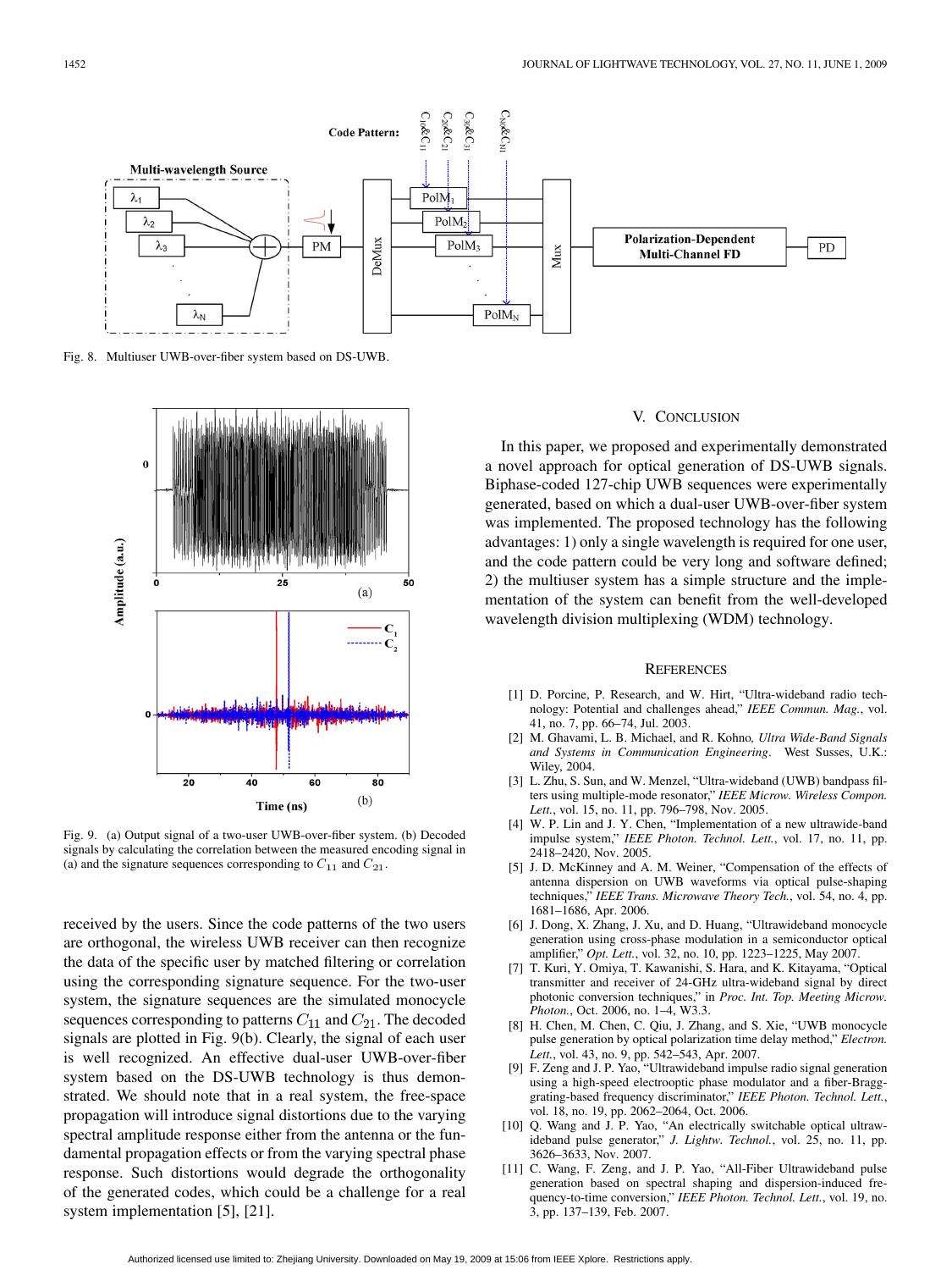Fig. 8. Multiuser UWB-over-fiber system based on DS-UWB.

Fig. 9. (a) Output signal of a two-user UWB-over-fiber system. (b) Decoded signals by calculating the correlation between the measured encoding signal in (a) and the signature sequences corresponding to $C_{11}$ and $C_{21}$.

received by the users. Since the code patterns of the two users are orthogonal, the wireless UWB receiver can then recognize the data of the specific user by matched filtering or correlation using the corresponding signature sequence. For the two-user system, the signature sequences are the simulated monocycle sequences corresponding to patterns $C_{11}$ and $C_{21}$. The decoded signals are plotted in Fig. 9(b). Clearly, the signal of each user is well recognized. An effective dual-user UWB-over-fiber system based on the DS-UWB technology is thus demonstrated. We should note that in a real system, the free-space propagation will introduce signal distortions due to the varying spectral amplitude response either from the antenna or the fundamental propagation effects or from the varying spectral phase response. Such distortions would degrade the orthogonality of the generated codes, which could be a challenge for a real system implementation [5], [21].

## V. Conclusion

In this paper, we proposed and experimentally demonstrated a novel approach for optical generation of DS-UWB signals. Biphase-coded 127-chip UWB sequences were experimentally generated, based on which a dual-user UWB-over-fiber system was implemented. The proposed technology has the following advantages: 1) only a single wavelength is required for one user, and the code pattern could be very long and software defined; 2) the multiuser system has a simple structure and the implementation of the system can benefit from the well-developed wavelength division multiplexing (WDM) technology.

## References

[1] D. Porcine, P. Research, and W. Hirt, "Ultra-wideband radio technology: Potential and challenges ahead," *IEEE Commun. Mag.*, vol. 41, no. 7, pp. 66–74, Jul. 2003.

[2] M. Ghavami, L. B. Michael, and R. Kohno, *Ultra Wide-Band Signals and Systems in Communication Engineering*. West Susses, U.K.: Wiley, 2004.

[3] L. Zhu, S. Sun, and W. Menzel, "Ultra-wideband (UWB) bandpass filters using multiple-mode resonator," *IEEE Microw. Wireless Compon. Lett.*, vol. 15, no. 11, pp. 796–798, Nov. 2005.

[4] W. P. Lin and J. Y. Chen, "Implementation of a new ultrawide-band impulse system," *IEEE Photon. Technol. Lett.*, vol. 17, no. 11, pp. 2418–2420, Nov. 2005.

[5] J. D. McKinney and A. M. Weiner, "Compensation of the effects of antenna dispersion on UWB waveforms via optical pulse-shaping techniques," *IEEE Trans. Microwave Theory Tech.*, vol. 54, no. 4, pp. 1681–1686, Apr. 2006.

[6] J. Dong, X. Zhang, J. Xu, and D. Huang, "Ultrawideband monocycle generation using cross-phase modulation in a semiconductor optical amplifier," *Opt. Lett.*, vol. 32, no. 10, pp. 1223–1225, May 2007.

[7] T. Kuri, Y. Omiya, T. Kawanishi, S. Hara, and K. Kitayama, "Optical transmitter and receiver of 24-GHz ultra-wideband signal by direct photonic conversion techniques," in *Proc. Int. Top. Meeting Microw. Photon.*, Oct. 2006, no. 1–4, W3.3.

[8] H. Chen, M. Chen, C. Qiu, J. Zhang, and S. Xie, "UWB monocycle pulse generation by optical polarization time delay method," *Electron. Lett.*, vol. 43, no. 9, pp. 542–543, Apr. 2007.

[9] F. Zeng and J. P. Yao, "Ultrawideband impulse radio signal generation using a high-speed electrooptic phase modulator and a fiber-Bragg-grating-based frequency discriminator," *IEEE Photon. Technol. Lett.*, vol. 18, no. 19, pp. 2062–2064, Oct. 2006.

[10] Q. Wang and J. P. Yao, "An electrically switchable optical ultrawideband pulse generator," *J. Lightw. Technol.*, vol. 25, no. 11, pp. 3626–3633, Nov. 2007.

[11] C. Wang, F. Zeng, and J. P. Yao, "All-Fiber Ultrawideband pulse generation based on spectral shaping and dispersion-induced frequency-to-time conversion," *IEEE Photon. Technol. Lett.*, vol. 19, no. 3, pp. 137–139, Feb. 2007.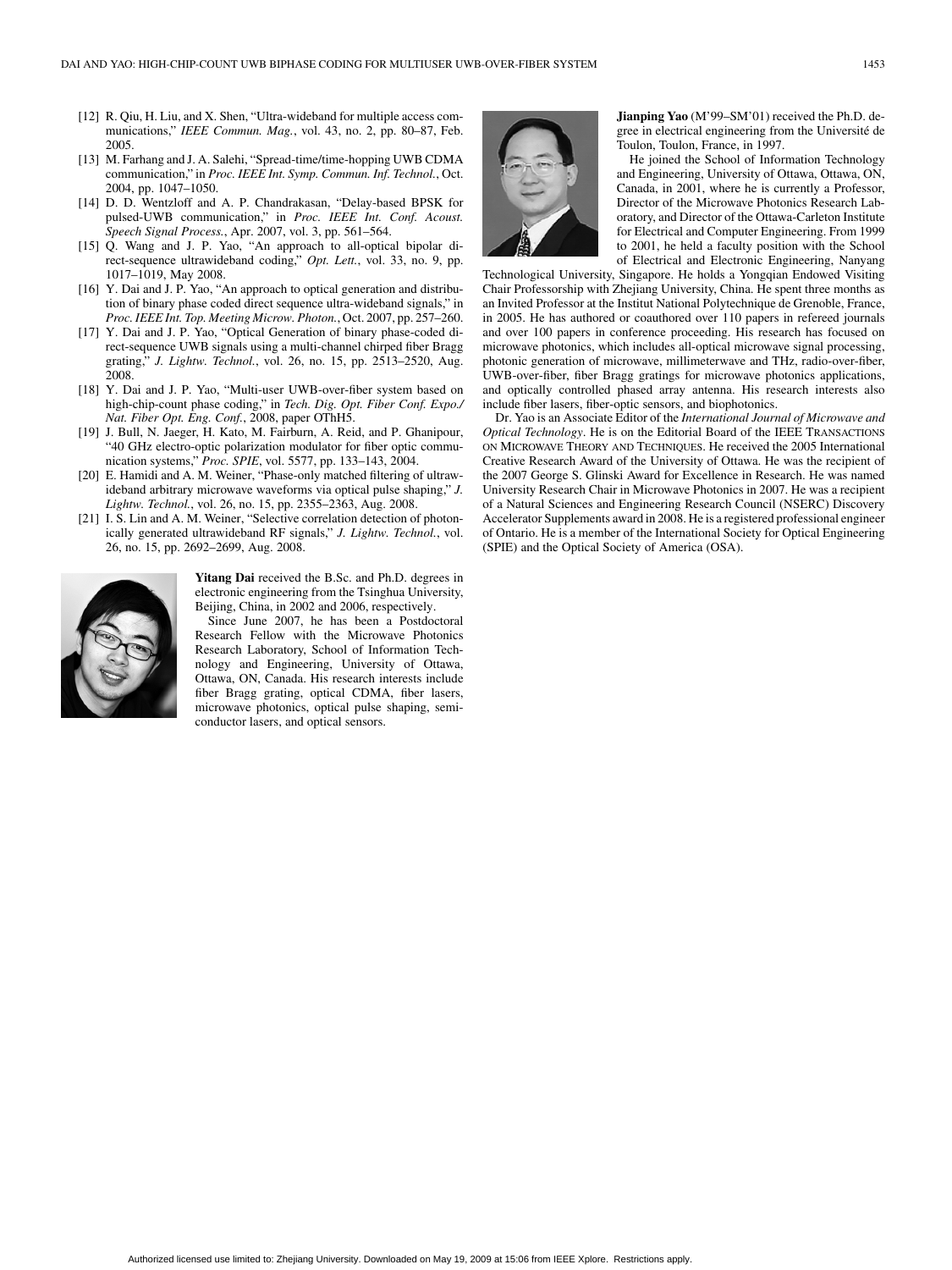[12] R. Qiu, H. Liu, and X. Shen, "Ultra-wideband for multiple access communications," *IEEE Commun. Mag.*, vol. 43, no. 2, pp. 80–87, Feb. 2005.

[13] M. Farhang and J. A. Salehi, "Spread-time/time-hopping UWB CDMA communication," in *Proc. IEEE Int. Symp. Commun. Inf. Technol.*, Oct. 2004, pp. 1047–1050.

[14] D. D. Wentzloff and A. P. Chandrakasan, "Delay-based BPSK for pulsed-UWB communication," in *Proc. IEEE Int. Conf. Acoust. Speech Signal Process.*, Apr. 2007, vol. 3, pp. 561–564.

[15] Q. Wang and J. P. Yao, "An approach to all-optical bipolar direct-sequence ultrawideband coding," *Opt. Lett.*, vol. 33, no. 9, pp. 1017–1019, May 2008.

[16] Y. Dai and J. P. Yao, "An approach to optical generation and distribution of binary phase coded direct sequence ultra-wideband signals," in *Proc. IEEE Int. Top. Meeting Microw. Photon.*, Oct. 2007, pp. 257–260.

[17] Y. Dai and J. P. Yao, "Optical Generation of binary phase-coded direct-sequence UWB signals using a multi-channel chirped fiber Bragg grating," *J. Lightw. Technol.*, vol. 26, no. 15, pp. 2513–2520, Aug. 2008.

[18] Y. Dai and J. P. Yao, "Multi-user UWB-over-fiber system based on high-chip-count phase coding," in *Tech. Dig. Opt. Fiber Conf. Expo./ Nat. Fiber Opt. Eng. Conf.*, 2008, paper OThH5.

[19] J. Bull, N. Jaeger, H. Kato, M. Fairburn, A. Reid, and P. Ghanipour, "40 GHz electro-optic polarization modulator for fiber optic communication systems," *Proc. SPIE*, vol. 5577, pp. 133–143, 2004.

[20] E. Hamidi and A. M. Weiner, "Phase-only matched filtering of ultrawideband arbitrary microwave waveforms via optical pulse shaping," *J. Lightw. Technol.*, vol. 26, no. 15, pp. 2355–2363, Aug. 2008.

[21] I. S. Lin and A. M. Weiner, "Selective correlation detection of photonically generated ultrawideband RF signals," *J. Lightw. Technol.*, vol. 26, no. 15, pp. 2692–2699, Aug. 2008.

**Yitang Dai** received the B.Sc. and Ph.D. degrees in electronic engineering from the Tsinghua University, Beijing, China, in 2002 and 2006, respectively.

Since June 2007, he has been a Postdoctoral Research Fellow with the Microwave Photonics Research Laboratory, School of Information Technology and Engineering, University of Ottawa, Ottawa, ON, Canada. His research interests include fiber Bragg grating, optical CDMA, fiber lasers, microwave photonics, optical pulse shaping, semiconductor lasers, and optical sensors.

**Jianping Yao** (M'99–SM'01) received the Ph.D. degree in electrical engineering from the Université de Toulon, Toulon, France, in 1997.

He joined the School of Information Technology and Engineering, University of Ottawa, Ottawa, ON, Canada, in 2001, where he is currently a Professor, Director of the Microwave Photonics Research Laboratory, and Director of the Ottawa-Carleton Institute for Electrical and Computer Engineering. From 1999 to 2001, he held a faculty position with the School of Electrical and Electronic Engineering, Nanyang Technological University, Singapore. He holds a Yongqian Endowed Visiting Chair Professorship with Zhejiang University, China. He spent three months as an Invited Professor at the Institut National Polytechnique de Grenoble, France, in 2005. He has authored or coauthored over 110 papers in refereed journals and over 100 papers in conference proceeding. His research has focused on microwave photonics, which includes all-optical microwave signal processing, photonic generation of microwave, millimeterwave and THz, radio-over-fiber, UWB-over-fiber, fiber Bragg gratings for microwave photonics applications, and optically controlled phased array antenna. His research interests also include fiber lasers, fiber-optic sensors, and biophotonics.

Dr. Yao is an Associate Editor of the *International Journal of Microwave and Optical Technology*. He is on the Editorial Board of the IEEE TRANSACTIONS ON MICROWAVE THEORY AND TECHNIQUES. He received the 2005 International Creative Research Award of the University of Ottawa. He was the recipient of the 2007 George S. Glinski Award for Excellence in Research. He was named University Research Chair in Microwave Photonics in 2007. He was a recipient of a Natural Sciences and Engineering Research Council (NSERC) Discovery Accelerator Supplements award in 2008. He is a registered professional engineer of Ontario. He is a member of the International Society for Optical Engineering (SPIE) and the Optical Society of America (OSA).